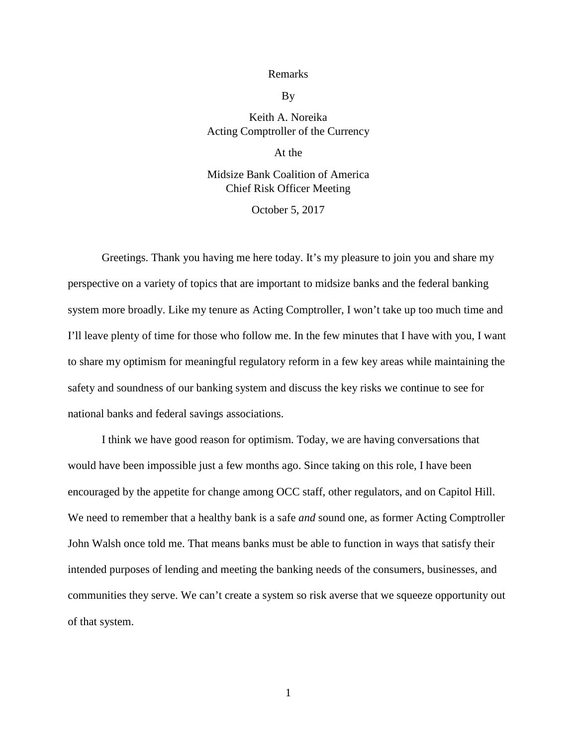Remarks

By

Keith A. Noreika
Acting Comptroller of the Currency

At the

Midsize Bank Coalition of America
Chief Risk Officer Meeting

October 5, 2017

Greetings. Thank you having me here today. It's my pleasure to join you and share my perspective on a variety of topics that are important to midsize banks and the federal banking system more broadly. Like my tenure as Acting Comptroller, I won't take up too much time and I'll leave plenty of time for those who follow me. In the few minutes that I have with you, I want to share my optimism for meaningful regulatory reform in a few key areas while maintaining the safety and soundness of our banking system and discuss the key risks we continue to see for national banks and federal savings associations.

I think we have good reason for optimism. Today, we are having conversations that would have been impossible just a few months ago. Since taking on this role, I have been encouraged by the appetite for change among OCC staff, other regulators, and on Capitol Hill. We need to remember that a healthy bank is a safe *and* sound one, as former Acting Comptroller John Walsh once told me. That means banks must be able to function in ways that satisfy their intended purposes of lending and meeting the banking needs of the consumers, businesses, and communities they serve. We can't create a system so risk averse that we squeeze opportunity out of that system.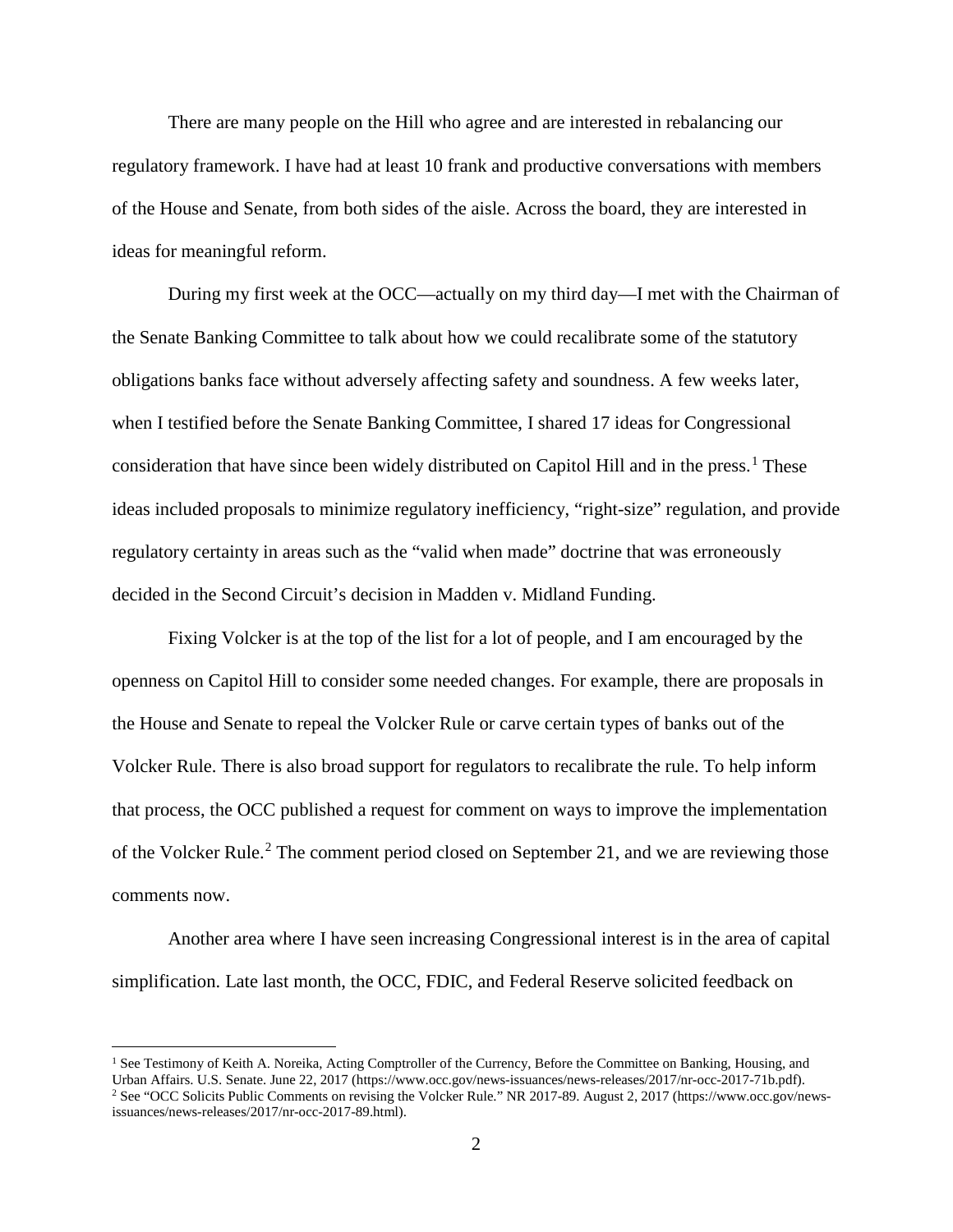There are many people on the Hill who agree and are interested in rebalancing our regulatory framework. I have had at least 10 frank and productive conversations with members of the House and Senate, from both sides of the aisle. Across the board, they are interested in ideas for meaningful reform.

During my first week at the OCC—actually on my third day—I met with the Chairman of the Senate Banking Committee to talk about how we could recalibrate some of the statutory obligations banks face without adversely affecting safety and soundness. A few weeks later, when I testified before the Senate Banking Committee, I shared 17 ideas for Congressional consideration that have since been widely distributed on Capitol Hill and in the press.[1] These ideas included proposals to minimize regulatory inefficiency, "right-size" regulation, and provide regulatory certainty in areas such as the "valid when made" doctrine that was erroneously decided in the Second Circuit's decision in Madden v. Midland Funding.

Fixing Volcker is at the top of the list for a lot of people, and I am encouraged by the openness on Capitol Hill to consider some needed changes. For example, there are proposals in the House and Senate to repeal the Volcker Rule or carve certain types of banks out of the Volcker Rule. There is also broad support for regulators to recalibrate the rule. To help inform that process, the OCC published a request for comment on ways to improve the implementation of the Volcker Rule.[2] The comment period closed on September 21, and we are reviewing those comments now.

Another area where I have seen increasing Congressional interest is in the area of capital simplification. Late last month, the OCC, FDIC, and Federal Reserve solicited feedback on

---

[1] See Testimony of Keith A. Noreika, Acting Comptroller of the Currency, Before the Committee on Banking, Housing, and Urban Affairs. U.S. Senate. June 22, 2017 (https://www.occ.gov/news-issuances/news-releases/2017/nr-occ-2017-71b.pdf).

[2] See "OCC Solicits Public Comments on revising the Volcker Rule." NR 2017-89. August 2, 2017 (https://www.occ.gov/news-issuances/news-releases/2017/nr-occ-2017-89.html).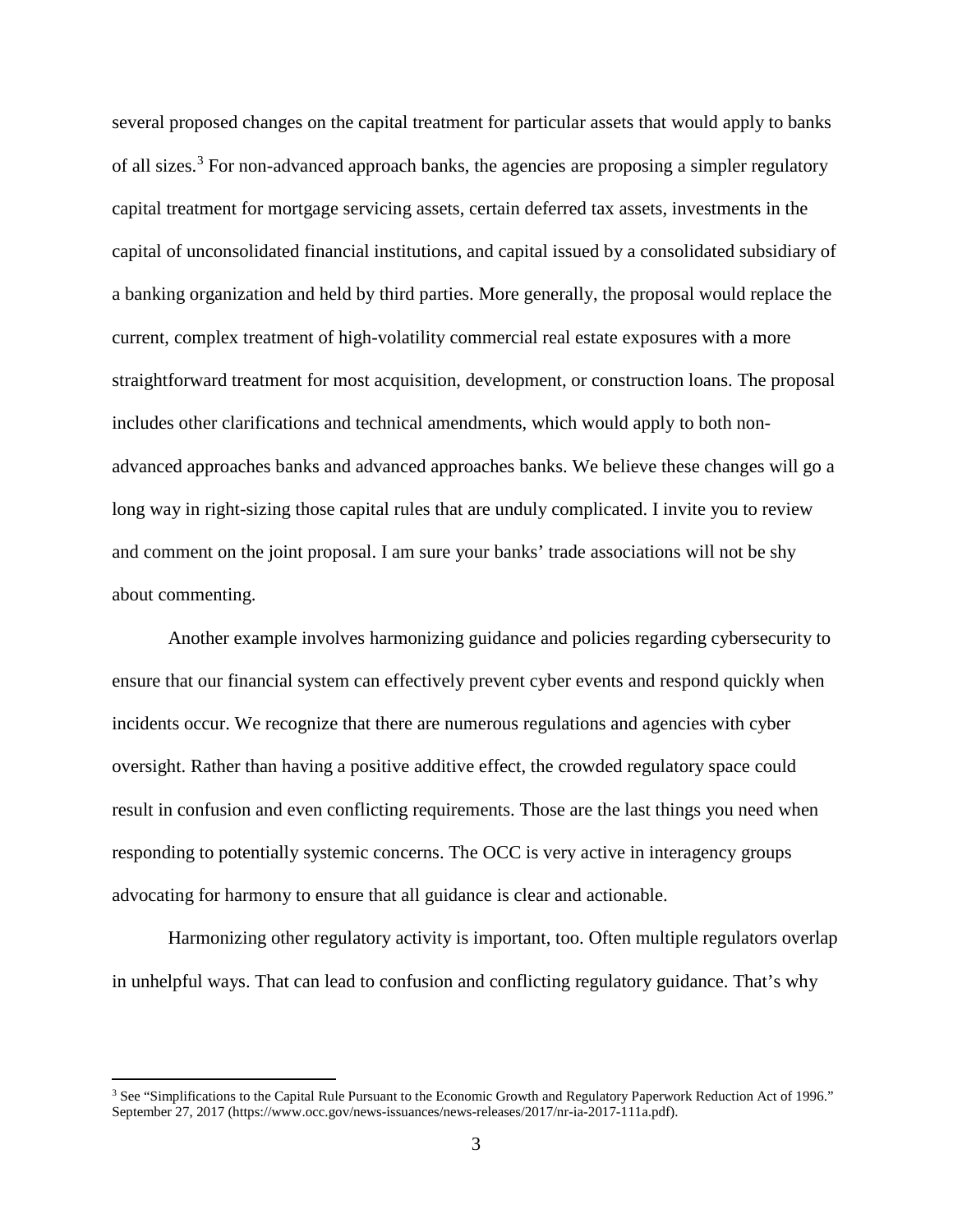several proposed changes on the capital treatment for particular assets that would apply to banks of all sizes.[3] For non-advanced approach banks, the agencies are proposing a simpler regulatory capital treatment for mortgage servicing assets, certain deferred tax assets, investments in the capital of unconsolidated financial institutions, and capital issued by a consolidated subsidiary of a banking organization and held by third parties. More generally, the proposal would replace the current, complex treatment of high-volatility commercial real estate exposures with a more straightforward treatment for most acquisition, development, or construction loans. The proposal includes other clarifications and technical amendments, which would apply to both non-advanced approaches banks and advanced approaches banks. We believe these changes will go a long way in right-sizing those capital rules that are unduly complicated. I invite you to review and comment on the joint proposal. I am sure your banks' trade associations will not be shy about commenting.

Another example involves harmonizing guidance and policies regarding cybersecurity to ensure that our financial system can effectively prevent cyber events and respond quickly when incidents occur. We recognize that there are numerous regulations and agencies with cyber oversight. Rather than having a positive additive effect, the crowded regulatory space could result in confusion and even conflicting requirements. Those are the last things you need when responding to potentially systemic concerns. The OCC is very active in interagency groups advocating for harmony to ensure that all guidance is clear and actionable.

Harmonizing other regulatory activity is important, too. Often multiple regulators overlap in unhelpful ways. That can lead to confusion and conflicting regulatory guidance. That's why

[3] See "Simplifications to the Capital Rule Pursuant to the Economic Growth and Regulatory Paperwork Reduction Act of 1996." September 27, 2017 (https://www.occ.gov/news-issuances/news-releases/2017/nr-ia-2017-111a.pdf).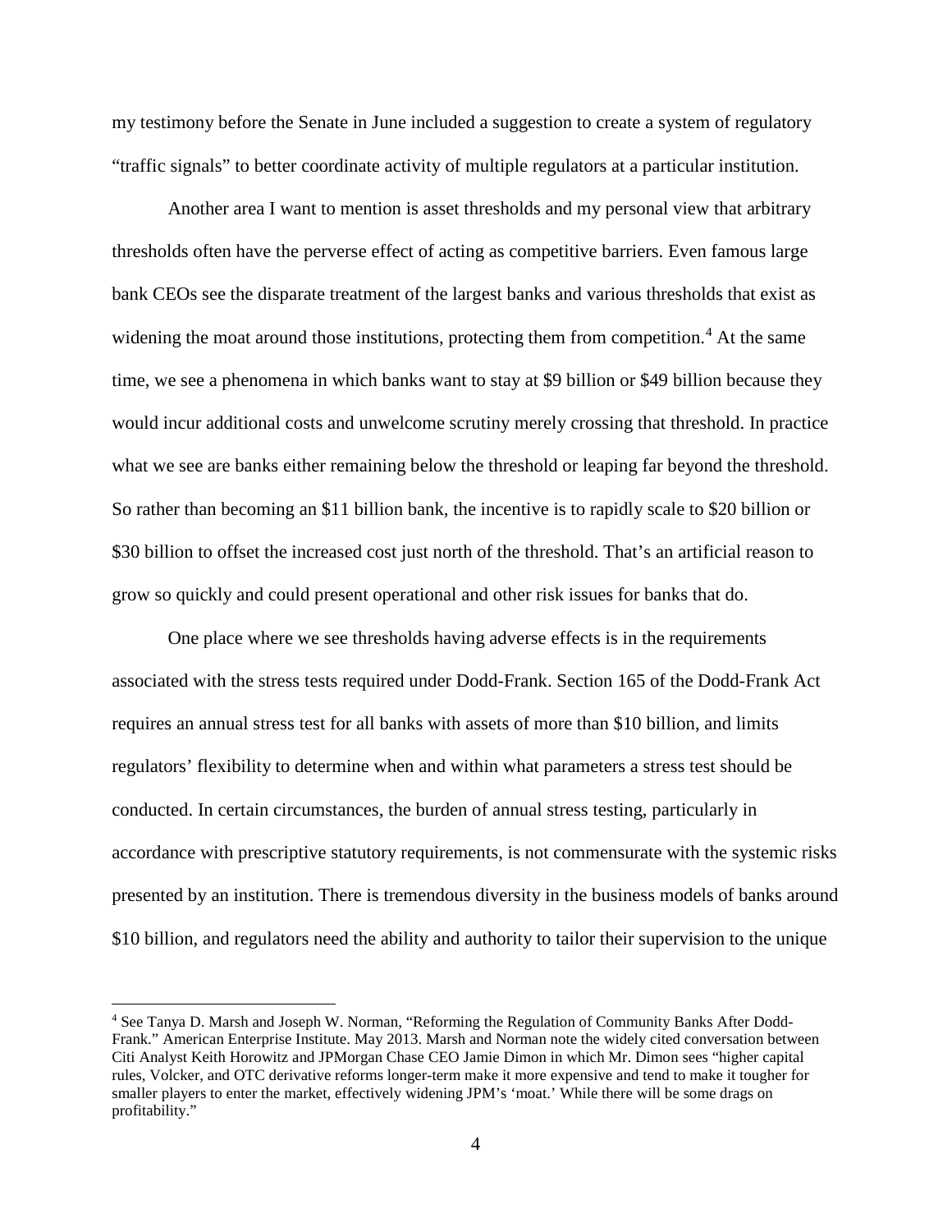my testimony before the Senate in June included a suggestion to create a system of regulatory "traffic signals" to better coordinate activity of multiple regulators at a particular institution.

Another area I want to mention is asset thresholds and my personal view that arbitrary thresholds often have the perverse effect of acting as competitive barriers. Even famous large bank CEOs see the disparate treatment of the largest banks and various thresholds that exist as widening the moat around those institutions, protecting them from competition.[4] At the same time, we see a phenomena in which banks want to stay at \$9 billion or \$49 billion because they would incur additional costs and unwelcome scrutiny merely crossing that threshold. In practice what we see are banks either remaining below the threshold or leaping far beyond the threshold. So rather than becoming an \$11 billion bank, the incentive is to rapidly scale to \$20 billion or \$30 billion to offset the increased cost just north of the threshold. That's an artificial reason to grow so quickly and could present operational and other risk issues for banks that do.

One place where we see thresholds having adverse effects is in the requirements associated with the stress tests required under Dodd-Frank. Section 165 of the Dodd-Frank Act requires an annual stress test for all banks with assets of more than \$10 billion, and limits regulators' flexibility to determine when and within what parameters a stress test should be conducted. In certain circumstances, the burden of annual stress testing, particularly in accordance with prescriptive statutory requirements, is not commensurate with the systemic risks presented by an institution. There is tremendous diversity in the business models of banks around \$10 billion, and regulators need the ability and authority to tailor their supervision to the unique

---

[4] See Tanya D. Marsh and Joseph W. Norman, "Reforming the Regulation of Community Banks After Dodd-Frank." American Enterprise Institute. May 2013. Marsh and Norman note the widely cited conversation between Citi Analyst Keith Horowitz and JPMorgan Chase CEO Jamie Dimon in which Mr. Dimon sees "higher capital rules, Volcker, and OTC derivative reforms longer-term make it more expensive and tend to make it tougher for smaller players to enter the market, effectively widening JPM's 'moat.' While there will be some drags on profitability."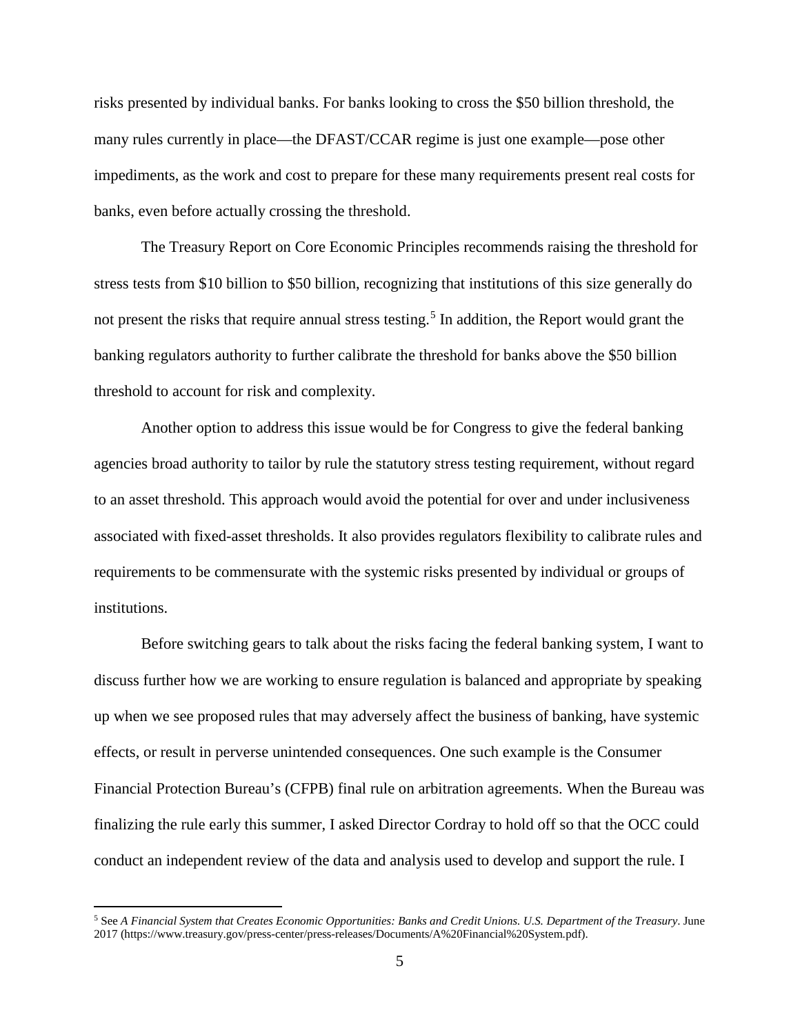risks presented by individual banks. For banks looking to cross the $50 billion threshold, the many rules currently in place—the DFAST/CCAR regime is just one example—pose other impediments, as the work and cost to prepare for these many requirements present real costs for banks, even before actually crossing the threshold.

The Treasury Report on Core Economic Principles recommends raising the threshold for stress tests from $10 billion to $50 billion, recognizing that institutions of this size generally do not present the risks that require annual stress testing.[5] In addition, the Report would grant the banking regulators authority to further calibrate the threshold for banks above the $50 billion threshold to account for risk and complexity.

Another option to address this issue would be for Congress to give the federal banking agencies broad authority to tailor by rule the statutory stress testing requirement, without regard to an asset threshold. This approach would avoid the potential for over and under inclusiveness associated with fixed-asset thresholds. It also provides regulators flexibility to calibrate rules and requirements to be commensurate with the systemic risks presented by individual or groups of institutions.

Before switching gears to talk about the risks facing the federal banking system, I want to discuss further how we are working to ensure regulation is balanced and appropriate by speaking up when we see proposed rules that may adversely affect the business of banking, have systemic effects, or result in perverse unintended consequences. One such example is the Consumer Financial Protection Bureau's (CFPB) final rule on arbitration agreements. When the Bureau was finalizing the rule early this summer, I asked Director Cordray to hold off so that the OCC could conduct an independent review of the data and analysis used to develop and support the rule. I

---

[5] See *A Financial System that Creates Economic Opportunities: Banks and Credit Unions. U.S. Department of the Treasury*. June 2017 (https://www.treasury.gov/press-center/press-releases/Documents/A%20Financial%20System.pdf).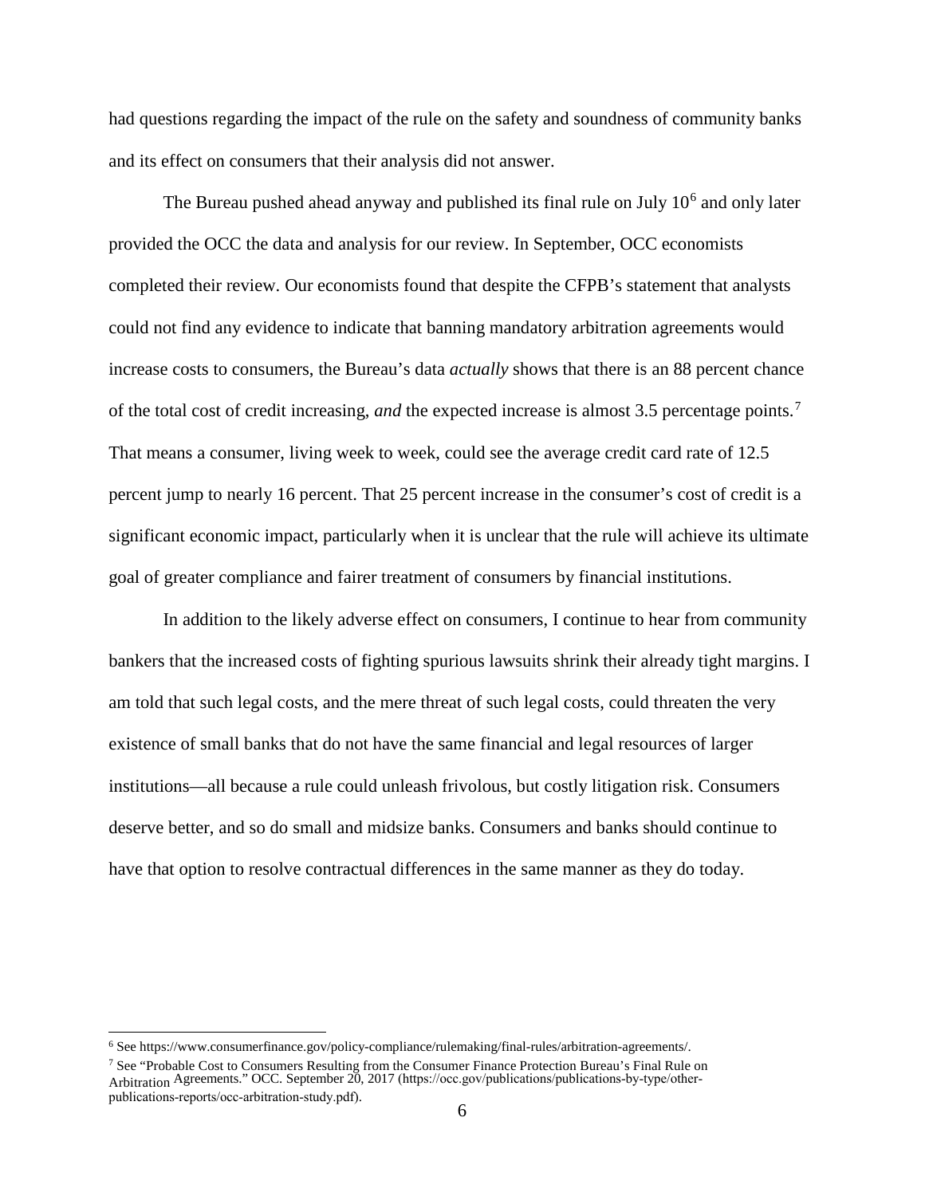had questions regarding the impact of the rule on the safety and soundness of community banks and its effect on consumers that their analysis did not answer.

The Bureau pushed ahead anyway and published its final rule on July 10[6] and only later provided the OCC the data and analysis for our review. In September, OCC economists completed their review. Our economists found that despite the CFPB's statement that analysts could not find any evidence to indicate that banning mandatory arbitration agreements would increase costs to consumers, the Bureau's data *actually* shows that there is an 88 percent chance of the total cost of credit increasing, *and* the expected increase is almost 3.5 percentage points.[7] That means a consumer, living week to week, could see the average credit card rate of 12.5 percent jump to nearly 16 percent. That 25 percent increase in the consumer's cost of credit is a significant economic impact, particularly when it is unclear that the rule will achieve its ultimate goal of greater compliance and fairer treatment of consumers by financial institutions.

In addition to the likely adverse effect on consumers, I continue to hear from community bankers that the increased costs of fighting spurious lawsuits shrink their already tight margins. I am told that such legal costs, and the mere threat of such legal costs, could threaten the very existence of small banks that do not have the same financial and legal resources of larger institutions—all because a rule could unleash frivolous, but costly litigation risk. Consumers deserve better, and so do small and midsize banks. Consumers and banks should continue to have that option to resolve contractual differences in the same manner as they do today.

---

[6] See https://www.consumerfinance.gov/policy-compliance/rulemaking/final-rules/arbitration-agreements/.

[7] See "Probable Cost to Consumers Resulting from the Consumer Finance Protection Bureau's Final Rule on Arbitration Agreements." OCC. September 20, 2017 (https://occ.gov/publications/publications-by-type/other-publications-reports/occ-arbitration-study.pdf).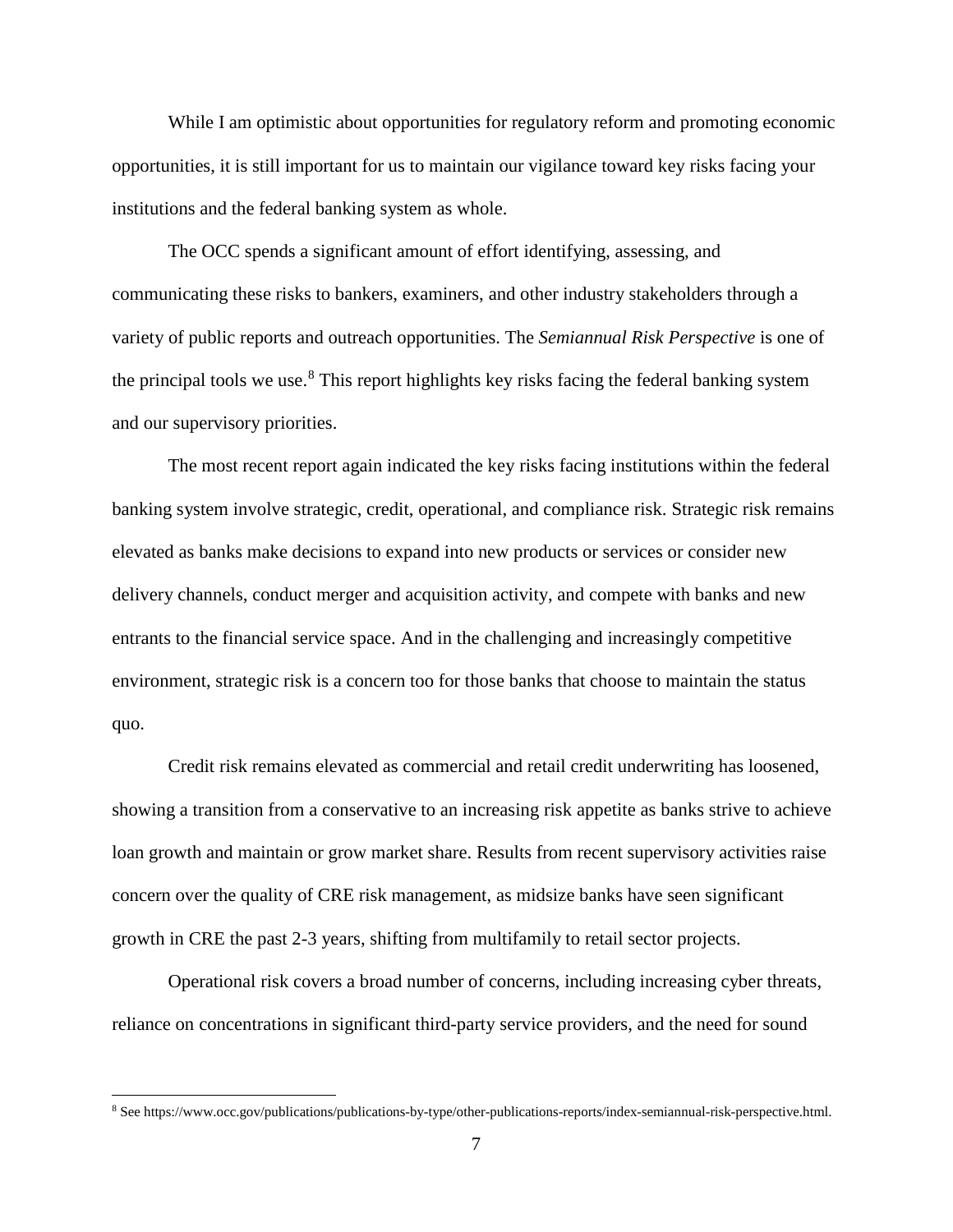While I am optimistic about opportunities for regulatory reform and promoting economic opportunities, it is still important for us to maintain our vigilance toward key risks facing your institutions and the federal banking system as whole.

The OCC spends a significant amount of effort identifying, assessing, and communicating these risks to bankers, examiners, and other industry stakeholders through a variety of public reports and outreach opportunities. The *Semiannual Risk Perspective* is one of the principal tools we use.[8] This report highlights key risks facing the federal banking system and our supervisory priorities.

The most recent report again indicated the key risks facing institutions within the federal banking system involve strategic, credit, operational, and compliance risk. Strategic risk remains elevated as banks make decisions to expand into new products or services or consider new delivery channels, conduct merger and acquisition activity, and compete with banks and new entrants to the financial service space. And in the challenging and increasingly competitive environment, strategic risk is a concern too for those banks that choose to maintain the status quo.

Credit risk remains elevated as commercial and retail credit underwriting has loosened, showing a transition from a conservative to an increasing risk appetite as banks strive to achieve loan growth and maintain or grow market share. Results from recent supervisory activities raise concern over the quality of CRE risk management, as midsize banks have seen significant growth in CRE the past 2-3 years, shifting from multifamily to retail sector projects.

Operational risk covers a broad number of concerns, including increasing cyber threats, reliance on concentrations in significant third-party service providers, and the need for sound

---

[8] See https://www.occ.gov/publications/publications-by-type/other-publications-reports/index-semiannual-risk-perspective.html.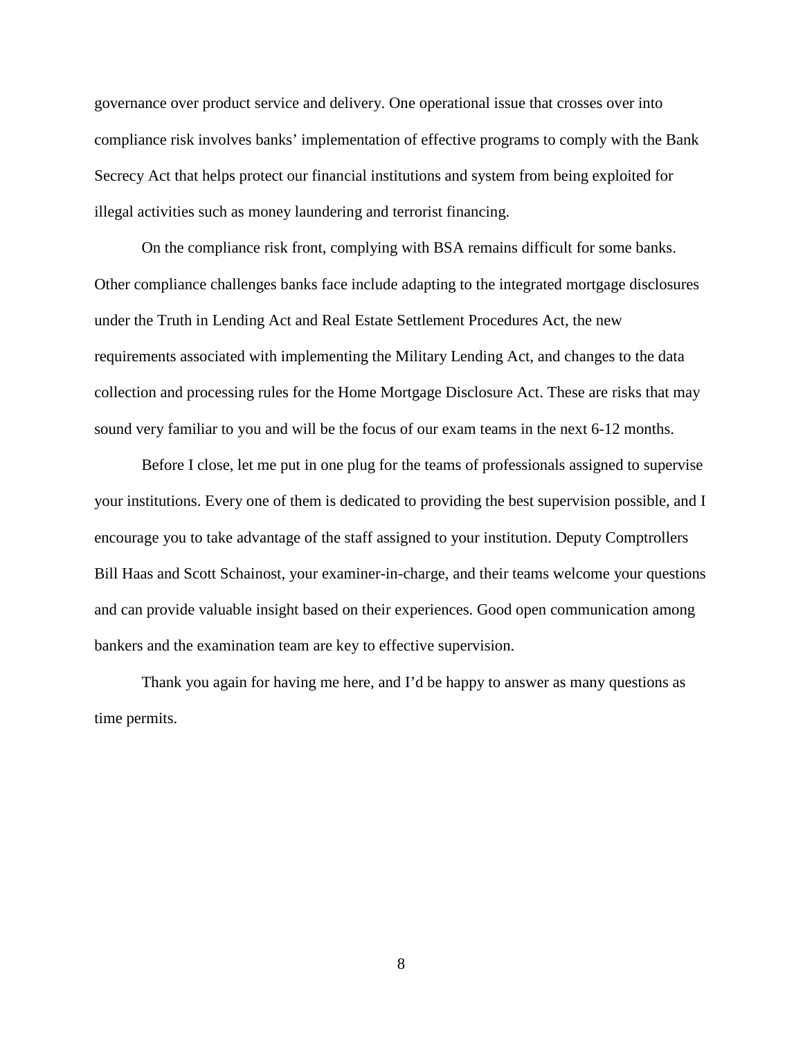governance over product service and delivery. One operational issue that crosses over into compliance risk involves banks' implementation of effective programs to comply with the Bank Secrecy Act that helps protect our financial institutions and system from being exploited for illegal activities such as money laundering and terrorist financing.

On the compliance risk front, complying with BSA remains difficult for some banks. Other compliance challenges banks face include adapting to the integrated mortgage disclosures under the Truth in Lending Act and Real Estate Settlement Procedures Act, the new requirements associated with implementing the Military Lending Act, and changes to the data collection and processing rules for the Home Mortgage Disclosure Act. These are risks that may sound very familiar to you and will be the focus of our exam teams in the next 6-12 months.

Before I close, let me put in one plug for the teams of professionals assigned to supervise your institutions. Every one of them is dedicated to providing the best supervision possible, and I encourage you to take advantage of the staff assigned to your institution. Deputy Comptrollers Bill Haas and Scott Schainost, your examiner-in-charge, and their teams welcome your questions and can provide valuable insight based on their experiences. Good open communication among bankers and the examination team are key to effective supervision.

Thank you again for having me here, and I'd be happy to answer as many questions as time permits.